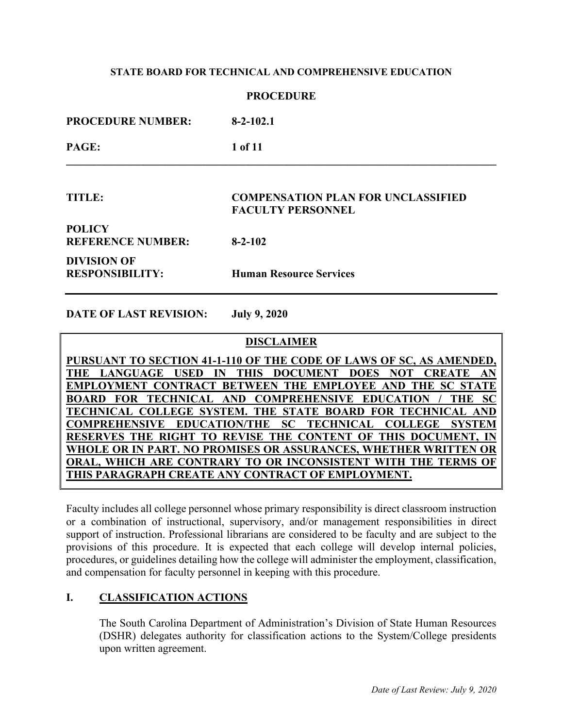**STATE BOARD FOR TECHNICAL AND COMPREHENSIVE EDUCATION**

**PROCEDURE**

| | |
|---|---|
| **PROCEDURE NUMBER:** | **8-2-102.1** |
| **PAGE:** | **1 of 11** |

| | |
|---|---|
| **TITLE:** | **COMPENSATION PLAN FOR UNCLASSIFIED FACULTY PERSONNEL** |
| **POLICY REFERENCE NUMBER:** | **8-2-102** |
| **DIVISION OF RESPONSIBILITY:** | **Human Resource Services** |

**DATE OF LAST REVISION:** **July 9, 2020**

**DISCLAIMER**

**PURSUANT TO SECTION 41-1-110 OF THE CODE OF LAWS OF SC, AS AMENDED, THE LANGUAGE USED IN THIS DOCUMENT DOES NOT CREATE AN EMPLOYMENT CONTRACT BETWEEN THE EMPLOYEE AND THE SC STATE BOARD FOR TECHNICAL AND COMPREHENSIVE EDUCATION / THE SC TECHNICAL COLLEGE SYSTEM. THE STATE BOARD FOR TECHNICAL AND COMPREHENSIVE EDUCATION/THE SC TECHNICAL COLLEGE SYSTEM RESERVES THE RIGHT TO REVISE THE CONTENT OF THIS DOCUMENT, IN WHOLE OR IN PART. NO PROMISES OR ASSURANCES, WHETHER WRITTEN OR ORAL, WHICH ARE CONTRARY TO OR INCONSISTENT WITH THE TERMS OF THIS PARAGRAPH CREATE ANY CONTRACT OF EMPLOYMENT.**

Faculty includes all college personnel whose primary responsibility is direct classroom instruction or a combination of instructional, supervisory, and/or management responsibilities in direct support of instruction. Professional librarians are considered to be faculty and are subject to the provisions of this procedure. It is expected that each college will develop internal policies, procedures, or guidelines detailing how the college will administer the employment, classification, and compensation for faculty personnel in keeping with this procedure.

## I. CLASSIFICATION ACTIONS

The South Carolina Department of Administration's Division of State Human Resources (DSHR) delegates authority for classification actions to the System/College presidents upon written agreement.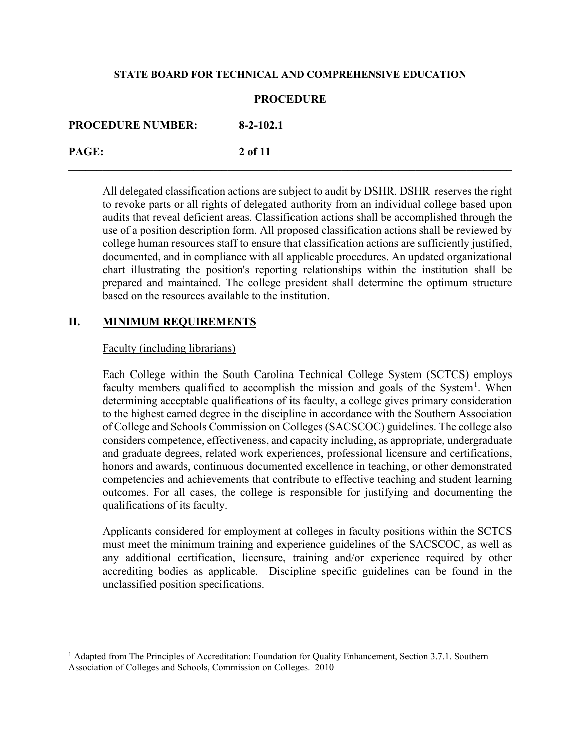All delegated classification actions are subject to audit by DSHR. DSHR reserves the right to revoke parts or all rights of delegated authority from an individual college based upon audits that reveal deficient areas. Classification actions shall be accomplished through the use of a position description form. All proposed classification actions shall be reviewed by college human resources staff to ensure that classification actions are sufficiently justified, documented, and in compliance with all applicable procedures. An updated organizational chart illustrating the position's reporting relationships within the institution shall be prepared and maintained. The college president shall determine the optimum structure based on the resources available to the institution.

## II. MINIMUM REQUIREMENTS

Faculty (including librarians)

Each College within the South Carolina Technical College System (SCTCS) employs faculty members qualified to accomplish the mission and goals of the System[1]. When determining acceptable qualifications of its faculty, a college gives primary consideration to the highest earned degree in the discipline in accordance with the Southern Association of College and Schools Commission on Colleges (SACSCOC) guidelines. The college also considers competence, effectiveness, and capacity including, as appropriate, undergraduate and graduate degrees, related work experiences, professional licensure and certifications, honors and awards, continuous documented excellence in teaching, or other demonstrated competencies and achievements that contribute to effective teaching and student learning outcomes. For all cases, the college is responsible for justifying and documenting the qualifications of its faculty.

Applicants considered for employment at colleges in faculty positions within the SCTCS must meet the minimum training and experience guidelines of the SACSCOC, as well as any additional certification, licensure, training and/or experience required by other accrediting bodies as applicable. Discipline specific guidelines can be found in the unclassified position specifications.

---

[1] Adapted from The Principles of Accreditation: Foundation for Quality Enhancement, Section 3.7.1. Southern Association of Colleges and Schools, Commission on Colleges. 2010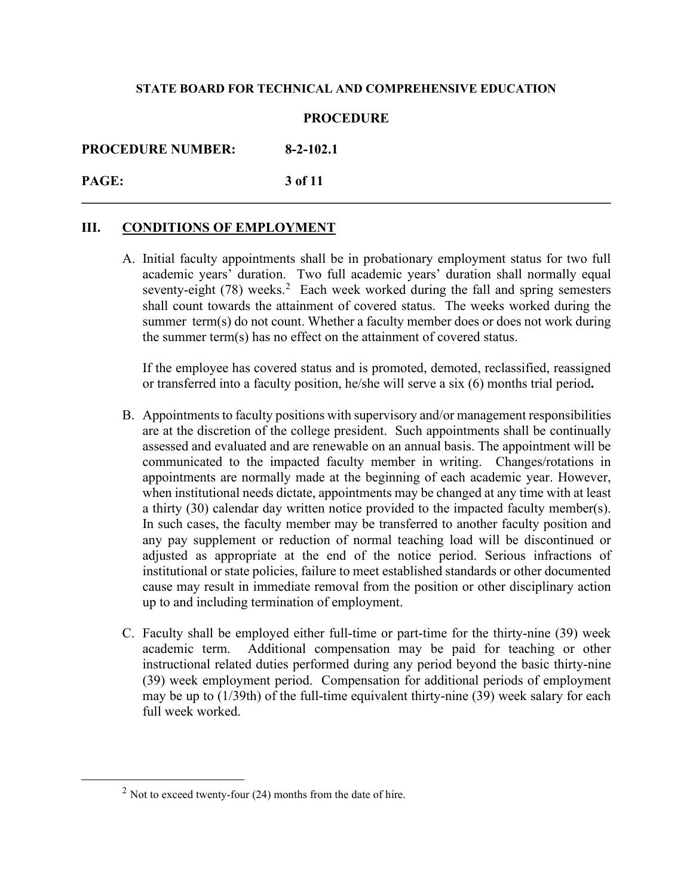## III. CONDITIONS OF EMPLOYMENT

A. Initial faculty appointments shall be in probationary employment status for two full academic years' duration. Two full academic years' duration shall normally equal seventy-eight (78) weeks.[2] Each week worked during the fall and spring semesters shall count towards the attainment of covered status. The weeks worked during the summer term(s) do not count. Whether a faculty member does or does not work during the summer term(s) has no effect on the attainment of covered status.

   If the employee has covered status and is promoted, demoted, reclassified, reassigned or transferred into a faculty position, he/she will serve a six (6) months trial period**.**

B. Appointments to faculty positions with supervisory and/or management responsibilities are at the discretion of the college president. Such appointments shall be continually assessed and evaluated and are renewable on an annual basis. The appointment will be communicated to the impacted faculty member in writing. Changes/rotations in appointments are normally made at the beginning of each academic year. However, when institutional needs dictate, appointments may be changed at any time with at least a thirty (30) calendar day written notice provided to the impacted faculty member(s). In such cases, the faculty member may be transferred to another faculty position and any pay supplement or reduction of normal teaching load will be discontinued or adjusted as appropriate at the end of the notice period. Serious infractions of institutional or state policies, failure to meet established standards or other documented cause may result in immediate removal from the position or other disciplinary action up to and including termination of employment.

C. Faculty shall be employed either full-time or part-time for the thirty-nine (39) week academic term. Additional compensation may be paid for teaching or other instructional related duties performed during any period beyond the basic thirty-nine (39) week employment period. Compensation for additional periods of employment may be up to (1/39th) of the full-time equivalent thirty-nine (39) week salary for each full week worked.

---

[2] Not to exceed twenty-four (24) months from the date of hire.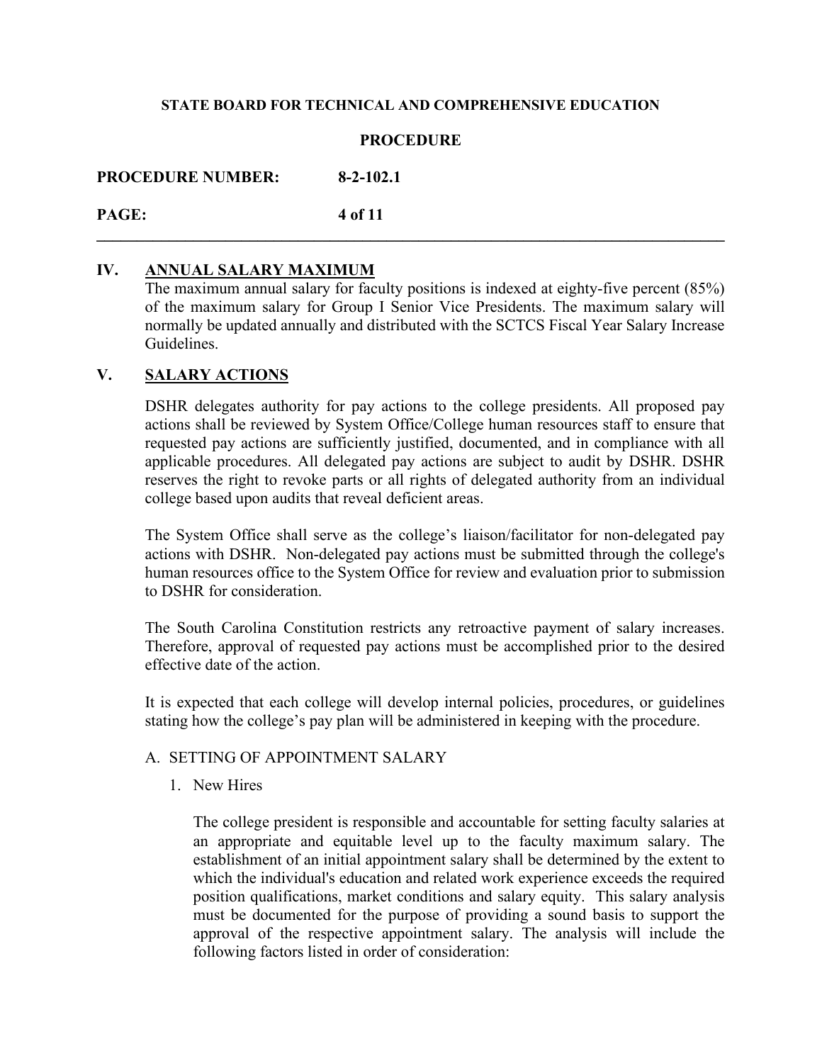## IV. ANNUAL SALARY MAXIMUM

The maximum annual salary for faculty positions is indexed at eighty-five percent (85%) of the maximum salary for Group I Senior Vice Presidents. The maximum salary will normally be updated annually and distributed with the SCTCS Fiscal Year Salary Increase Guidelines.

## V. SALARY ACTIONS

DSHR delegates authority for pay actions to the college presidents. All proposed pay actions shall be reviewed by System Office/College human resources staff to ensure that requested pay actions are sufficiently justified, documented, and in compliance with all applicable procedures. All delegated pay actions are subject to audit by DSHR. DSHR reserves the right to revoke parts or all rights of delegated authority from an individual college based upon audits that reveal deficient areas.

The System Office shall serve as the college's liaison/facilitator for non-delegated pay actions with DSHR. Non-delegated pay actions must be submitted through the college's human resources office to the System Office for review and evaluation prior to submission to DSHR for consideration.

The South Carolina Constitution restricts any retroactive payment of salary increases. Therefore, approval of requested pay actions must be accomplished prior to the desired effective date of the action.

It is expected that each college will develop internal policies, procedures, or guidelines stating how the college's pay plan will be administered in keeping with the procedure.

### A. SETTING OF APPOINTMENT SALARY

#### 1. New Hires

The college president is responsible and accountable for setting faculty salaries at an appropriate and equitable level up to the faculty maximum salary. The establishment of an initial appointment salary shall be determined by the extent to which the individual's education and related work experience exceeds the required position qualifications, market conditions and salary equity. This salary analysis must be documented for the purpose of providing a sound basis to support the approval of the respective appointment salary. The analysis will include the following factors listed in order of consideration: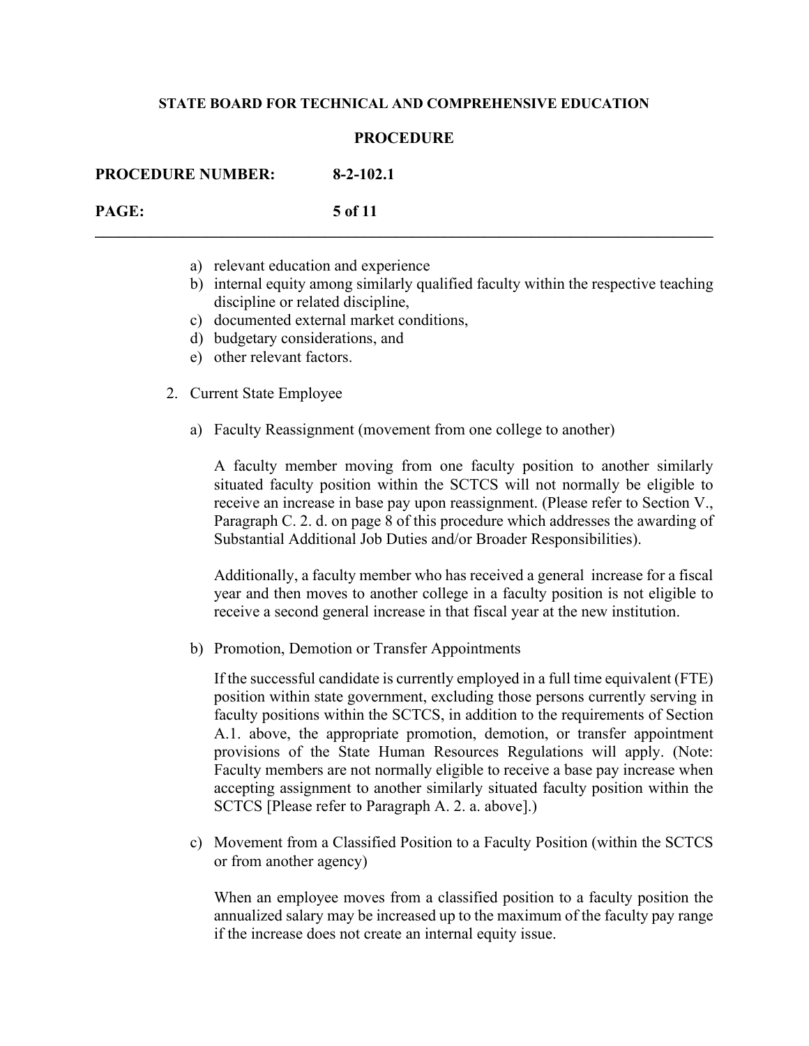a) relevant education and experience
b) internal equity among similarly qualified faculty within the respective teaching discipline or related discipline,
c) documented external market conditions,
d) budgetary considerations, and
e) other relevant factors.

2. Current State Employee

   a) Faculty Reassignment (movement from one college to another)

      A faculty member moving from one faculty position to another similarly situated faculty position within the SCTCS will not normally be eligible to receive an increase in base pay upon reassignment. (Please refer to Section V., Paragraph C. 2. d. on page 8 of this procedure which addresses the awarding of Substantial Additional Job Duties and/or Broader Responsibilities).

      Additionally, a faculty member who has received a general increase for a fiscal year and then moves to another college in a faculty position is not eligible to receive a second general increase in that fiscal year at the new institution.

   b) Promotion, Demotion or Transfer Appointments

      If the successful candidate is currently employed in a full time equivalent (FTE) position within state government, excluding those persons currently serving in faculty positions within the SCTCS, in addition to the requirements of Section A.1. above, the appropriate promotion, demotion, or transfer appointment provisions of the State Human Resources Regulations will apply. (Note: Faculty members are not normally eligible to receive a base pay increase when accepting assignment to another similarly situated faculty position within the SCTCS [Please refer to Paragraph A. 2. a. above].)

   c) Movement from a Classified Position to a Faculty Position (within the SCTCS or from another agency)

      When an employee moves from a classified position to a faculty position the annualized salary may be increased up to the maximum of the faculty pay range if the increase does not create an internal equity issue.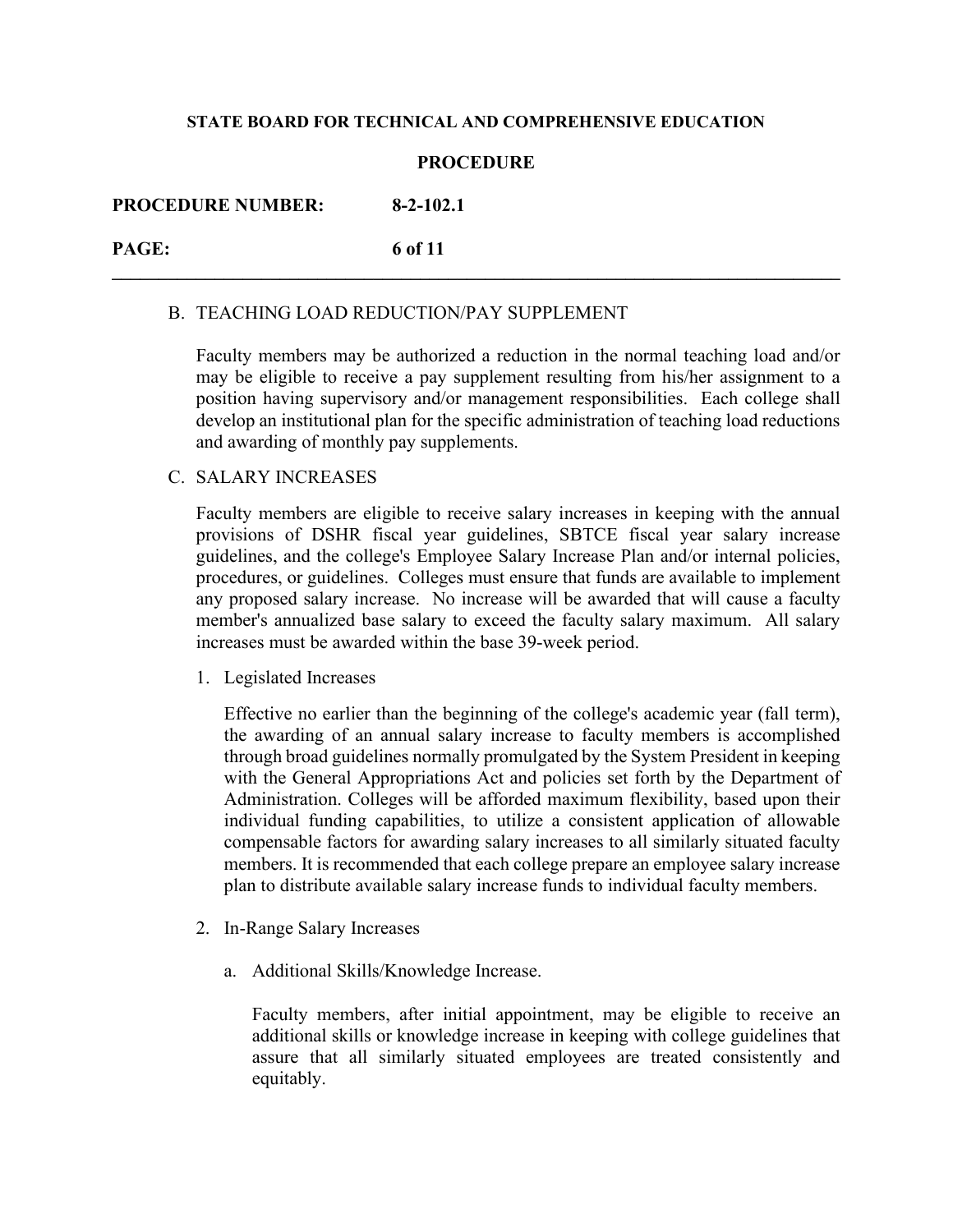### B. TEACHING LOAD REDUCTION/PAY SUPPLEMENT

Faculty members may be authorized a reduction in the normal teaching load and/or may be eligible to receive a pay supplement resulting from his/her assignment to a position having supervisory and/or management responsibilities. Each college shall develop an institutional plan for the specific administration of teaching load reductions and awarding of monthly pay supplements.

### C. SALARY INCREASES

Faculty members are eligible to receive salary increases in keeping with the annual provisions of DSHR fiscal year guidelines, SBTCE fiscal year salary increase guidelines, and the college's Employee Salary Increase Plan and/or internal policies, procedures, or guidelines. Colleges must ensure that funds are available to implement any proposed salary increase. No increase will be awarded that will cause a faculty member's annualized base salary to exceed the faculty salary maximum. All salary increases must be awarded within the base 39-week period.

1. Legislated Increases

   Effective no earlier than the beginning of the college's academic year (fall term), the awarding of an annual salary increase to faculty members is accomplished through broad guidelines normally promulgated by the System President in keeping with the General Appropriations Act and policies set forth by the Department of Administration. Colleges will be afforded maximum flexibility, based upon their individual funding capabilities, to utilize a consistent application of allowable compensable factors for awarding salary increases to all similarly situated faculty members. It is recommended that each college prepare an employee salary increase plan to distribute available salary increase funds to individual faculty members.

2. In-Range Salary Increases

   a. Additional Skills/Knowledge Increase.

      Faculty members, after initial appointment, may be eligible to receive an additional skills or knowledge increase in keeping with college guidelines that assure that all similarly situated employees are treated consistently and equitably.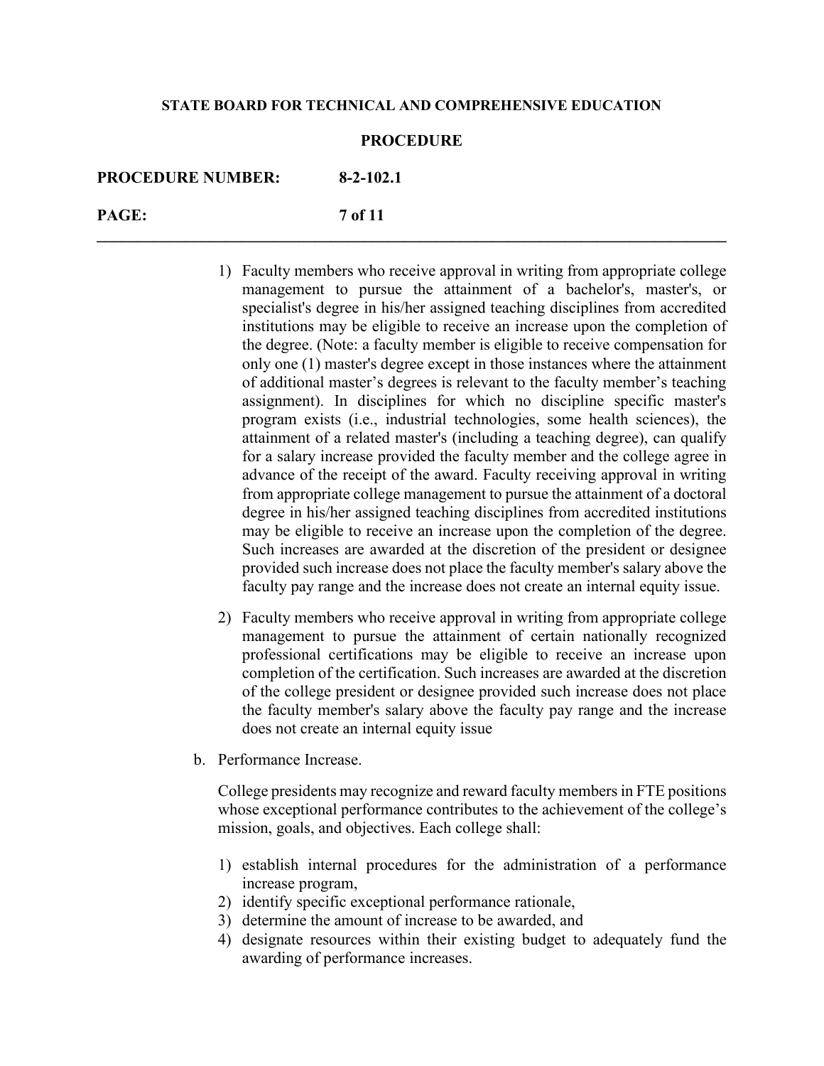1) Faculty members who receive approval in writing from appropriate college management to pursue the attainment of a bachelor's, master's, or specialist's degree in his/her assigned teaching disciplines from accredited institutions may be eligible to receive an increase upon the completion of the degree. (Note: a faculty member is eligible to receive compensation for only one (1) master's degree except in those instances where the attainment of additional master's degrees is relevant to the faculty member's teaching assignment). In disciplines for which no discipline specific master's program exists (i.e., industrial technologies, some health sciences), the attainment of a related master's (including a teaching degree), can qualify for a salary increase provided the faculty member and the college agree in advance of the receipt of the award. Faculty receiving approval in writing from appropriate college management to pursue the attainment of a doctoral degree in his/her assigned teaching disciplines from accredited institutions may be eligible to receive an increase upon the completion of the degree. Such increases are awarded at the discretion of the president or designee provided such increase does not place the faculty member's salary above the faculty pay range and the increase does not create an internal equity issue.

2) Faculty members who receive approval in writing from appropriate college management to pursue the attainment of certain nationally recognized professional certifications may be eligible to receive an increase upon completion of the certification. Such increases are awarded at the discretion of the college president or designee provided such increase does not place the faculty member's salary above the faculty pay range and the increase does not create an internal equity issue

b. Performance Increase.

College presidents may recognize and reward faculty members in FTE positions whose exceptional performance contributes to the achievement of the college's mission, goals, and objectives. Each college shall:

1) establish internal procedures for the administration of a performance increase program,
2) identify specific exceptional performance rationale,
3) determine the amount of increase to be awarded, and
4) designate resources within their existing budget to adequately fund the awarding of performance increases.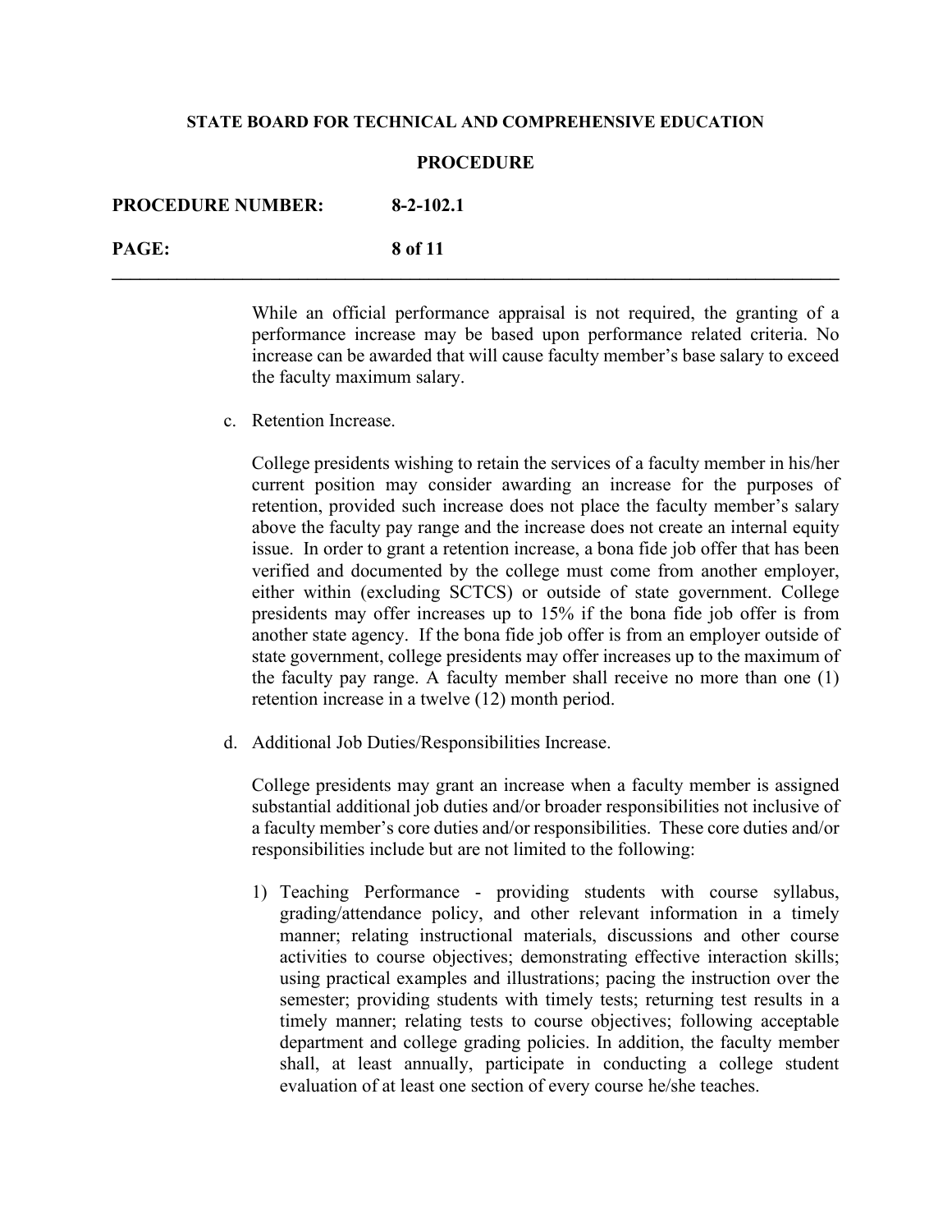While an official performance appraisal is not required, the granting of a performance increase may be based upon performance related criteria. No increase can be awarded that will cause faculty member's base salary to exceed the faculty maximum salary.

c. Retention Increase.

College presidents wishing to retain the services of a faculty member in his/her current position may consider awarding an increase for the purposes of retention, provided such increase does not place the faculty member's salary above the faculty pay range and the increase does not create an internal equity issue. In order to grant a retention increase, a bona fide job offer that has been verified and documented by the college must come from another employer, either within (excluding SCTCS) or outside of state government. College presidents may offer increases up to 15% if the bona fide job offer is from another state agency. If the bona fide job offer is from an employer outside of state government, college presidents may offer increases up to the maximum of the faculty pay range. A faculty member shall receive no more than one (1) retention increase in a twelve (12) month period.

d. Additional Job Duties/Responsibilities Increase.

College presidents may grant an increase when a faculty member is assigned substantial additional job duties and/or broader responsibilities not inclusive of a faculty member's core duties and/or responsibilities. These core duties and/or responsibilities include but are not limited to the following:

1) Teaching Performance - providing students with course syllabus, grading/attendance policy, and other relevant information in a timely manner; relating instructional materials, discussions and other course activities to course objectives; demonstrating effective interaction skills; using practical examples and illustrations; pacing the instruction over the semester; providing students with timely tests; returning test results in a timely manner; relating tests to course objectives; following acceptable department and college grading policies. In addition, the faculty member shall, at least annually, participate in conducting a college student evaluation of at least one section of every course he/she teaches.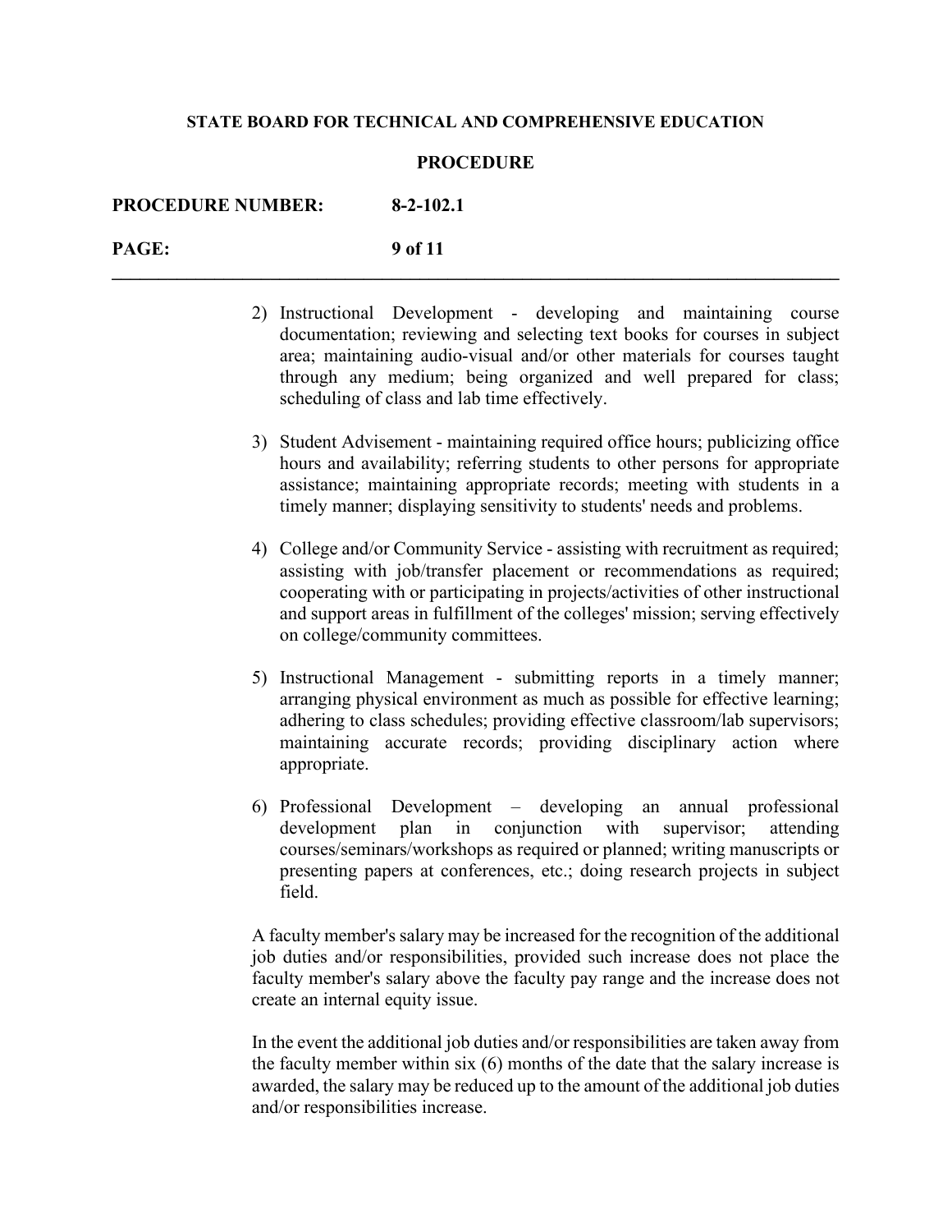2) Instructional Development - developing and maintaining course documentation; reviewing and selecting text books for courses in subject area; maintaining audio-visual and/or other materials for courses taught through any medium; being organized and well prepared for class; scheduling of class and lab time effectively.

3) Student Advisement - maintaining required office hours; publicizing office hours and availability; referring students to other persons for appropriate assistance; maintaining appropriate records; meeting with students in a timely manner; displaying sensitivity to students' needs and problems.

4) College and/or Community Service - assisting with recruitment as required; assisting with job/transfer placement or recommendations as required; cooperating with or participating in projects/activities of other instructional and support areas in fulfillment of the colleges' mission; serving effectively on college/community committees.

5) Instructional Management - submitting reports in a timely manner; arranging physical environment as much as possible for effective learning; adhering to class schedules; providing effective classroom/lab supervisors; maintaining accurate records; providing disciplinary action where appropriate.

6) Professional Development – developing an annual professional development plan in conjunction with supervisor; attending courses/seminars/workshops as required or planned; writing manuscripts or presenting papers at conferences, etc.; doing research projects in subject field.

A faculty member's salary may be increased for the recognition of the additional job duties and/or responsibilities, provided such increase does not place the faculty member's salary above the faculty pay range and the increase does not create an internal equity issue.

In the event the additional job duties and/or responsibilities are taken away from the faculty member within six (6) months of the date that the salary increase is awarded, the salary may be reduced up to the amount of the additional job duties and/or responsibilities increase.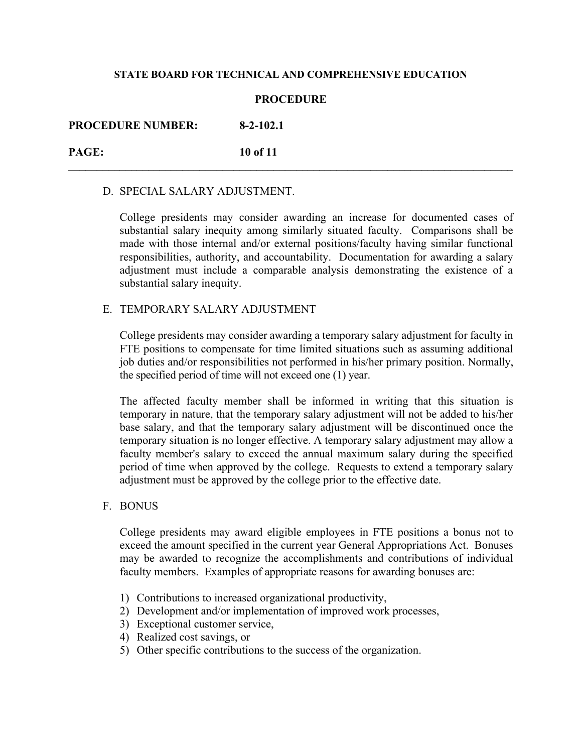D. SPECIAL SALARY ADJUSTMENT.

College presidents may consider awarding an increase for documented cases of substantial salary inequity among similarly situated faculty. Comparisons shall be made with those internal and/or external positions/faculty having similar functional responsibilities, authority, and accountability. Documentation for awarding a salary adjustment must include a comparable analysis demonstrating the existence of a substantial salary inequity.

E. TEMPORARY SALARY ADJUSTMENT

College presidents may consider awarding a temporary salary adjustment for faculty in FTE positions to compensate for time limited situations such as assuming additional job duties and/or responsibilities not performed in his/her primary position. Normally, the specified period of time will not exceed one (1) year.

The affected faculty member shall be informed in writing that this situation is temporary in nature, that the temporary salary adjustment will not be added to his/her base salary, and that the temporary salary adjustment will be discontinued once the temporary situation is no longer effective. A temporary salary adjustment may allow a faculty member's salary to exceed the annual maximum salary during the specified period of time when approved by the college. Requests to extend a temporary salary adjustment must be approved by the college prior to the effective date.

F. BONUS

College presidents may award eligible employees in FTE positions a bonus not to exceed the amount specified in the current year General Appropriations Act. Bonuses may be awarded to recognize the accomplishments and contributions of individual faculty members. Examples of appropriate reasons for awarding bonuses are:

1) Contributions to increased organizational productivity,
2) Development and/or implementation of improved work processes,
3) Exceptional customer service,
4) Realized cost savings, or
5) Other specific contributions to the success of the organization.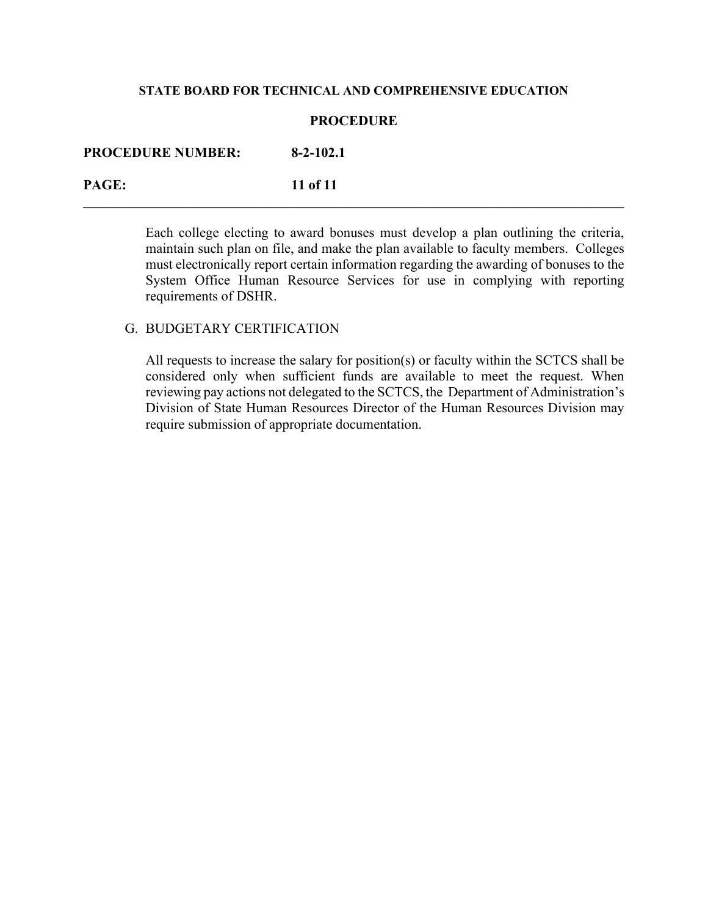Each college electing to award bonuses must develop a plan outlining the criteria, maintain such plan on file, and make the plan available to faculty members. Colleges must electronically report certain information regarding the awarding of bonuses to the System Office Human Resource Services for use in complying with reporting requirements of DSHR.

G. BUDGETARY CERTIFICATION

All requests to increase the salary for position(s) or faculty within the SCTCS shall be considered only when sufficient funds are available to meet the request. When reviewing pay actions not delegated to the SCTCS, the Department of Administration's Division of State Human Resources Director of the Human Resources Division may require submission of appropriate documentation.